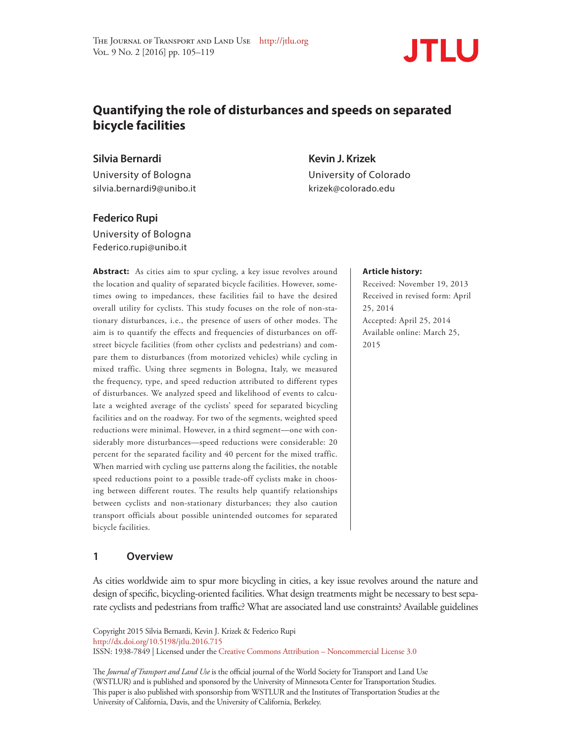# Quantifying the role of disturbances and speeds on separated bicycle facilities

**Silvia Bernardi**
University of Bologna
silvia.bernardi9@unibo.it

**Kevin J. Krizek**
University of Colorado
krizek@colorado.edu

**Federico Rupi**
University of Bologna
Federico.rupi@unibo.it

**Abstract:** As cities aim to spur cycling, a key issue revolves around the location and quality of separated bicycle facilities. However, sometimes owing to impedances, these facilities fail to have the desired overall utility for cyclists. This study focuses on the role of non-stationary disturbances, i.e., the presence of users of other modes. The aim is to quantify the effects and frequencies of disturbances on off-street bicycle facilities (from other cyclists and pedestrians) and compare them to disturbances (from motorized vehicles) while cycling in mixed traffic. Using three segments in Bologna, Italy, we measured the frequency, type, and speed reduction attributed to different types of disturbances. We analyzed speed and likelihood of events to calculate a weighted average of the cyclists' speed for separated bicycling facilities and on the roadway. For two of the segments, weighted speed reductions were minimal. However, in a third segment—one with considerably more disturbances—speed reductions were considerable: 20 percent for the separated facility and 40 percent for the mixed traffic. When married with cycling use patterns along the facilities, the notable speed reductions point to a possible trade-off cyclists make in choosing between different routes. The results help quantify relationships between cyclists and non-stationary disturbances; they also caution transport officials about possible unintended outcomes for separated bicycle facilities.

**Article history:**
Received: November 19, 2013
Received in revised form: April 25, 2014
Accepted: April 25, 2014
Available online: March 25, 2015

## 1 Overview

As cities worldwide aim to spur more bicycling in cities, a key issue revolves around the nature and design of specific, bicycling-oriented facilities. What design treatments might be necessary to best separate cyclists and pedestrians from traffic? What are associated land use constraints? Available guidelines

Copyright 2015 Silvia Bernardi, Kevin J. Krizek & Federico Rupi
http://dx.doi.org/10.5198/jtlu.2016.715
ISSN: 1938-7849 | Licensed under the Creative Commons Attribution – Noncommercial License 3.0

The *Journal of Transport and Land Use* is the official journal of the World Society for Transport and Land Use (WSTLUR) and is published and sponsored by the University of Minnesota Center for Transportation Studies. This paper is also published with sponsorship from WSTLUR and the Institutes of Transportation Studies at the University of California, Davis, and the University of California, Berkeley.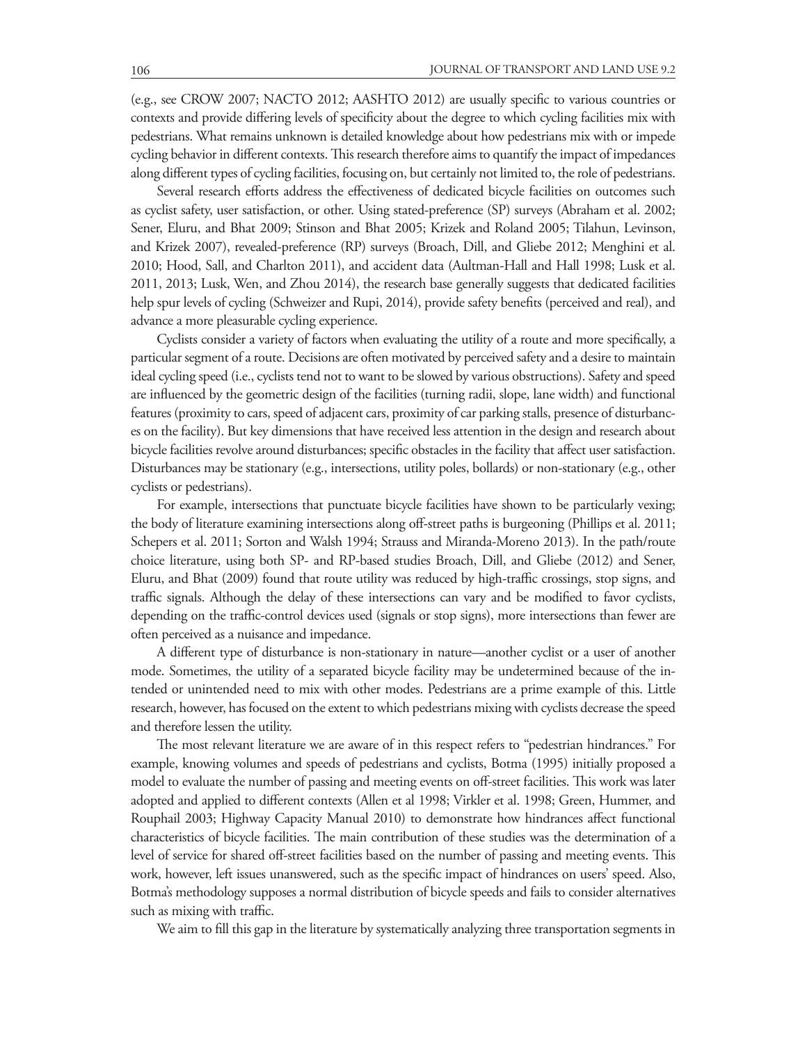(e.g., see CROW 2007; NACTO 2012; AASHTO 2012) are usually specific to various countries or contexts and provide differing levels of specificity about the degree to which cycling facilities mix with pedestrians. What remains unknown is detailed knowledge about how pedestrians mix with or impede cycling behavior in different contexts. This research therefore aims to quantify the impact of impedances along different types of cycling facilities, focusing on, but certainly not limited to, the role of pedestrians.

Several research efforts address the effectiveness of dedicated bicycle facilities on outcomes such as cyclist safety, user satisfaction, or other. Using stated-preference (SP) surveys (Abraham et al. 2002; Sener, Eluru, and Bhat 2009; Stinson and Bhat 2005; Krizek and Roland 2005; Tilahun, Levinson, and Krizek 2007), revealed-preference (RP) surveys (Broach, Dill, and Gliebe 2012; Menghini et al. 2010; Hood, Sall, and Charlton 2011), and accident data (Aultman-Hall and Hall 1998; Lusk et al. 2011, 2013; Lusk, Wen, and Zhou 2014), the research base generally suggests that dedicated facilities help spur levels of cycling (Schweizer and Rupi, 2014), provide safety benefits (perceived and real), and advance a more pleasurable cycling experience.

Cyclists consider a variety of factors when evaluating the utility of a route and more specifically, a particular segment of a route. Decisions are often motivated by perceived safety and a desire to maintain ideal cycling speed (i.e., cyclists tend not to want to be slowed by various obstructions). Safety and speed are influenced by the geometric design of the facilities (turning radii, slope, lane width) and functional features (proximity to cars, speed of adjacent cars, proximity of car parking stalls, presence of disturbances on the facility). But key dimensions that have received less attention in the design and research about bicycle facilities revolve around disturbances; specific obstacles in the facility that affect user satisfaction. Disturbances may be stationary (e.g., intersections, utility poles, bollards) or non-stationary (e.g., other cyclists or pedestrians).

For example, intersections that punctuate bicycle facilities have shown to be particularly vexing; the body of literature examining intersections along off-street paths is burgeoning (Phillips et al. 2011; Schepers et al. 2011; Sorton and Walsh 1994; Strauss and Miranda-Moreno 2013). In the path/route choice literature, using both SP- and RP-based studies Broach, Dill, and Gliebe (2012) and Sener, Eluru, and Bhat (2009) found that route utility was reduced by high-traffic crossings, stop signs, and traffic signals. Although the delay of these intersections can vary and be modified to favor cyclists, depending on the traffic-control devices used (signals or stop signs), more intersections than fewer are often perceived as a nuisance and impedance.

A different type of disturbance is non-stationary in nature—another cyclist or a user of another mode. Sometimes, the utility of a separated bicycle facility may be undetermined because of the intended or unintended need to mix with other modes. Pedestrians are a prime example of this. Little research, however, has focused on the extent to which pedestrians mixing with cyclists decrease the speed and therefore lessen the utility.

The most relevant literature we are aware of in this respect refers to "pedestrian hindrances." For example, knowing volumes and speeds of pedestrians and cyclists, Botma (1995) initially proposed a model to evaluate the number of passing and meeting events on off-street facilities. This work was later adopted and applied to different contexts (Allen et al 1998; Virkler et al. 1998; Green, Hummer, and Rouphail 2003; Highway Capacity Manual 2010) to demonstrate how hindrances affect functional characteristics of bicycle facilities. The main contribution of these studies was the determination of a level of service for shared off-street facilities based on the number of passing and meeting events. This work, however, left issues unanswered, such as the specific impact of hindrances on users' speed. Also, Botma's methodology supposes a normal distribution of bicycle speeds and fails to consider alternatives such as mixing with traffic.

We aim to fill this gap in the literature by systematically analyzing three transportation segments in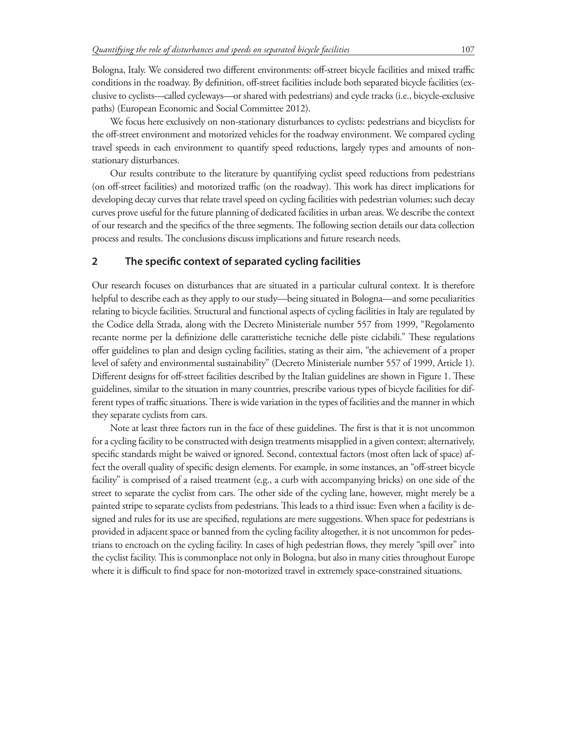Bologna, Italy. We considered two different environments: off-street bicycle facilities and mixed traffic conditions in the roadway. By definition, off-street facilities include both separated bicycle facilities (exclusive to cyclists—called cycleways—or shared with pedestrians) and cycle tracks (i.e., bicycle-exclusive paths) (European Economic and Social Committee 2012).

We focus here exclusively on non-stationary disturbances to cyclists: pedestrians and bicyclists for the off-street environment and motorized vehicles for the roadway environment. We compared cycling travel speeds in each environment to quantify speed reductions, largely types and amounts of non-stationary disturbances.

Our results contribute to the literature by quantifying cyclist speed reductions from pedestrians (on off-street facilities) and motorized traffic (on the roadway). This work has direct implications for developing decay curves that relate travel speed on cycling facilities with pedestrian volumes; such decay curves prove useful for the future planning of dedicated facilities in urban areas. We describe the context of our research and the specifics of the three segments. The following section details our data collection process and results. The conclusions discuss implications and future research needs.

## 2 The specific context of separated cycling facilities

Our research focuses on disturbances that are situated in a particular cultural context. It is therefore helpful to describe each as they apply to our study—being situated in Bologna—and some peculiarities relating to bicycle facilities. Structural and functional aspects of cycling facilities in Italy are regulated by the Codice della Strada, along with the Decreto Ministeriale number 557 from 1999, "Regolamento recante norme per la definizione delle caratteristiche tecniche delle piste ciclabili." These regulations offer guidelines to plan and design cycling facilities, stating as their aim, "the achievement of a proper level of safety and environmental sustainability" (Decreto Ministeriale number 557 of 1999, Article 1). Different designs for off-street facilities described by the Italian guidelines are shown in Figure 1. These guidelines, similar to the situation in many countries, prescribe various types of bicycle facilities for different types of traffic situations. There is wide variation in the types of facilities and the manner in which they separate cyclists from cars.

Note at least three factors run in the face of these guidelines. The first is that it is not uncommon for a cycling facility to be constructed with design treatments misapplied in a given context; alternatively, specific standards might be waived or ignored. Second, contextual factors (most often lack of space) affect the overall quality of specific design elements. For example, in some instances, an "off-street bicycle facility" is comprised of a raised treatment (e.g., a curb with accompanying bricks) on one side of the street to separate the cyclist from cars. The other side of the cycling lane, however, might merely be a painted stripe to separate cyclists from pedestrians. This leads to a third issue: Even when a facility is designed and rules for its use are specified, regulations are mere suggestions. When space for pedestrians is provided in adjacent space or banned from the cycling facility altogether, it is not uncommon for pedestrians to encroach on the cycling facility. In cases of high pedestrian flows, they merely "spill over" into the cyclist facility. This is commonplace not only in Bologna, but also in many cities throughout Europe where it is difficult to find space for non-motorized travel in extremely space-constrained situations.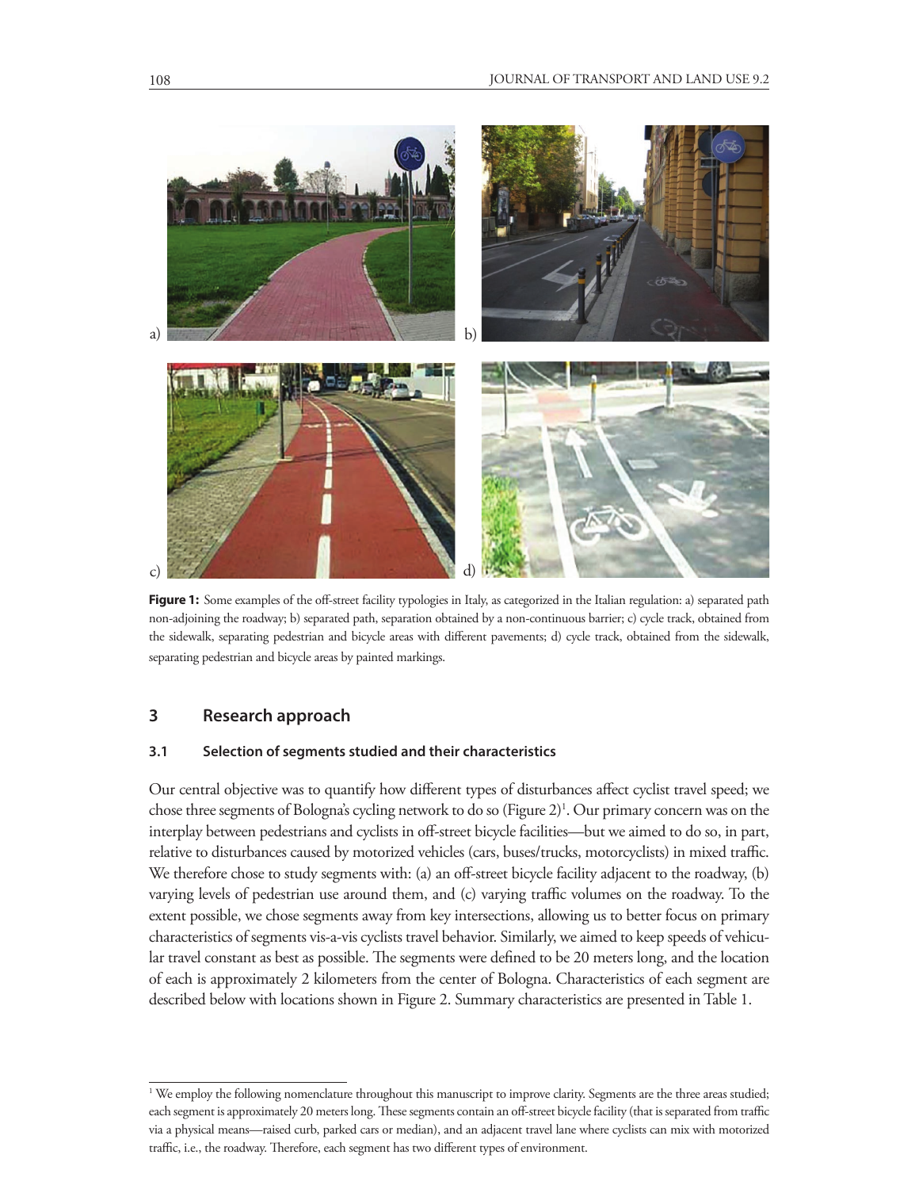Figure 1: Some examples of the off-street facility typologies in Italy, as categorized in the Italian regulation: a) separated path non-adjoining the roadway; b) separated path, separation obtained by a non-continuous barrier; c) cycle track, obtained from the sidewalk, separating pedestrian and bicycle areas with different pavements; d) cycle track, obtained from the sidewalk, separating pedestrian and bicycle areas by painted markings.

## 3 Research approach

### 3.1 Selection of segments studied and their characteristics

Our central objective was to quantify how different types of disturbances affect cyclist travel speed; we chose three segments of Bologna's cycling network to do so (Figure 2)[1]. Our primary concern was on the interplay between pedestrians and cyclists in off-street bicycle facilities—but we aimed to do so, in part, relative to disturbances caused by motorized vehicles (cars, buses/trucks, motorcyclists) in mixed traffic. We therefore chose to study segments with: (a) an off-street bicycle facility adjacent to the roadway, (b) varying levels of pedestrian use around them, and (c) varying traffic volumes on the roadway. To the extent possible, we chose segments away from key intersections, allowing us to better focus on primary characteristics of segments vis-a-vis cyclists travel behavior. Similarly, we aimed to keep speeds of vehicular travel constant as best as possible. The segments were defined to be 20 meters long, and the location of each is approximately 2 kilometers from the center of Bologna. Characteristics of each segment are described below with locations shown in Figure 2. Summary characteristics are presented in Table 1.

[1] We employ the following nomenclature throughout this manuscript to improve clarity. Segments are the three areas studied; each segment is approximately 20 meters long. These segments contain an off-street bicycle facility (that is separated from traffic via a physical means—raised curb, parked cars or median), and an adjacent travel lane where cyclists can mix with motorized traffic, i.e., the roadway. Therefore, each segment has two different types of environment.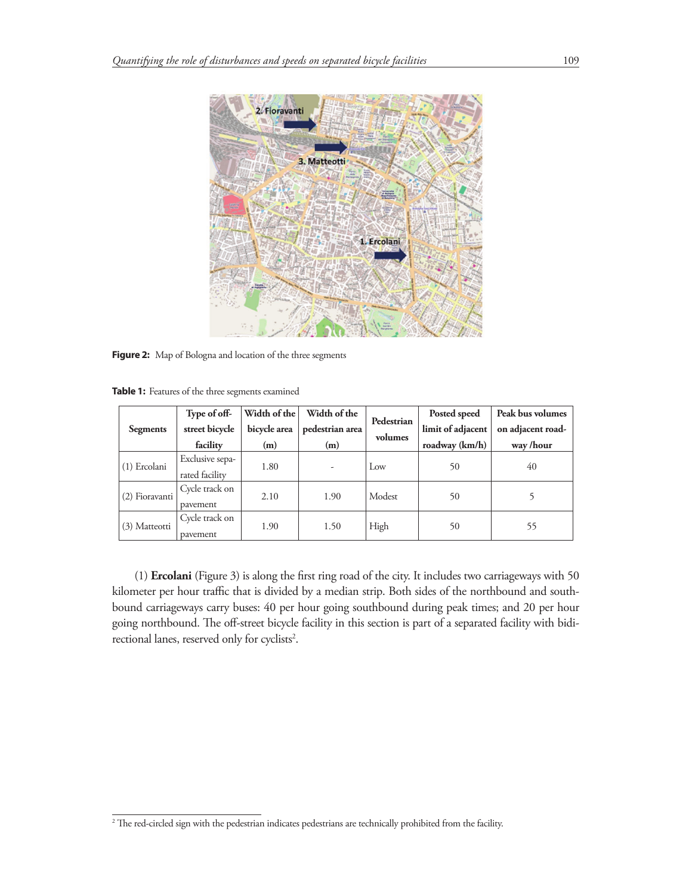Figure 2: Map of Bologna and location of the three segments

Table 1: Features of the three segments examined

| Segments | Type of off-street bicycle facility | Width of the bicycle area (m) | Width of the pedestrian area (m) | Pedestrian volumes | Posted speed limit of adjacent roadway (km/h) | Peak bus volumes on adjacent roadway /hour |
|---|---|---|---|---|---|---|
| (1) Ercolani | Exclusive separated facility | 1.80 | - | Low | 50 | 40 |
| (2) Fioravanti | Cycle track on pavement | 2.10 | 1.90 | Modest | 50 | 5 |
| (3) Matteotti | Cycle track on pavement | 1.90 | 1.50 | High | 50 | 55 |

(1) **Ercolani** (Figure 3) is along the first ring road of the city. It includes two carriageways with 50 kilometer per hour traffic that is divided by a median strip. Both sides of the northbound and southbound carriageways carry buses: 40 per hour going southbound during peak times; and 20 per hour going northbound. The off-street bicycle facility in this section is part of a separated facility with bidirectional lanes, reserved only for cyclists[2].

[2] The red-circled sign with the pedestrian indicates pedestrians are technically prohibited from the facility.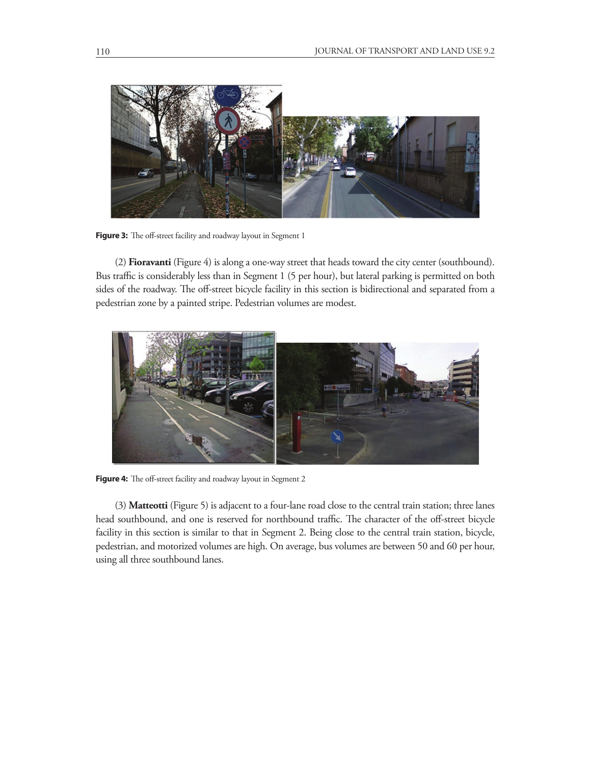**Figure 3:** The off-street facility and roadway layout in Segment 1

(2) **Fioravanti** (Figure 4) is along a one-way street that heads toward the city center (southbound). Bus traffic is considerably less than in Segment 1 (5 per hour), but lateral parking is permitted on both sides of the roadway. The off-street bicycle facility in this section is bidirectional and separated from a pedestrian zone by a painted stripe. Pedestrian volumes are modest.

**Figure 4:** The off-street facility and roadway layout in Segment 2

(3) **Matteotti** (Figure 5) is adjacent to a four-lane road close to the central train station; three lanes head southbound, and one is reserved for northbound traffic. The character of the off-street bicycle facility in this section is similar to that in Segment 2. Being close to the central train station, bicycle, pedestrian, and motorized volumes are high. On average, bus volumes are between 50 and 60 per hour, using all three southbound lanes.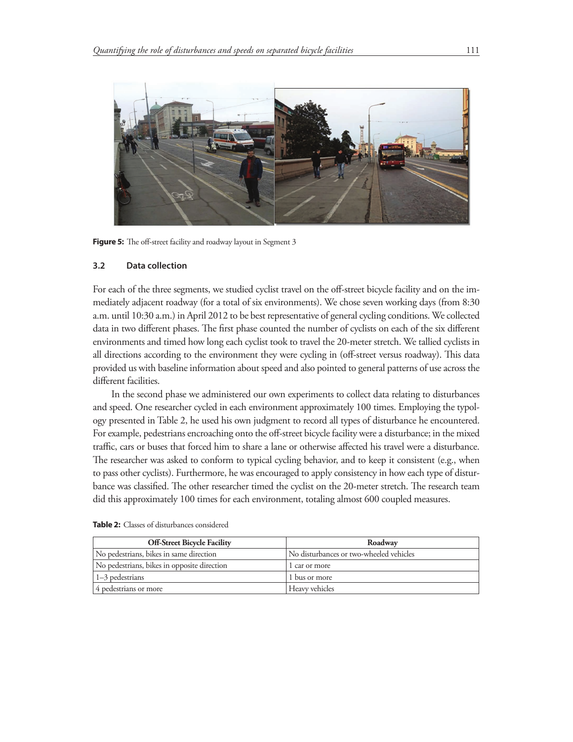**Figure 5:** The off-street facility and roadway layout in Segment 3

### 3.2 Data collection

For each of the three segments, we studied cyclist travel on the off-street bicycle facility and on the immediately adjacent roadway (for a total of six environments). We chose seven working days (from 8:30 a.m. until 10:30 a.m.) in April 2012 to be best representative of general cycling conditions. We collected data in two different phases. The first phase counted the number of cyclists on each of the six different environments and timed how long each cyclist took to travel the 20-meter stretch. We tallied cyclists in all directions according to the environment they were cycling in (off-street versus roadway). This data provided us with baseline information about speed and also pointed to general patterns of use across the different facilities.

In the second phase we administered our own experiments to collect data relating to disturbances and speed. One researcher cycled in each environment approximately 100 times. Employing the typology presented in Table 2, he used his own judgment to record all types of disturbance he encountered. For example, pedestrians encroaching onto the off-street bicycle facility were a disturbance; in the mixed traffic, cars or buses that forced him to share a lane or otherwise affected his travel were a disturbance. The researcher was asked to conform to typical cycling behavior, and to keep it consistent (e.g., when to pass other cyclists). Furthermore, he was encouraged to apply consistency in how each type of disturbance was classified. The other researcher timed the cyclist on the 20-meter stretch. The research team did this approximately 100 times for each environment, totaling almost 600 coupled measures.

**Table 2:** Classes of disturbances considered

| Off-Street Bicycle Facility | Roadway |
|---|---|
| No pedestrians, bikes in same direction | No disturbances or two-wheeled vehicles |
| No pedestrians, bikes in opposite direction | 1 car or more |
| 1–3 pedestrians | 1 bus or more |
| 4 pedestrians or more | Heavy vehicles |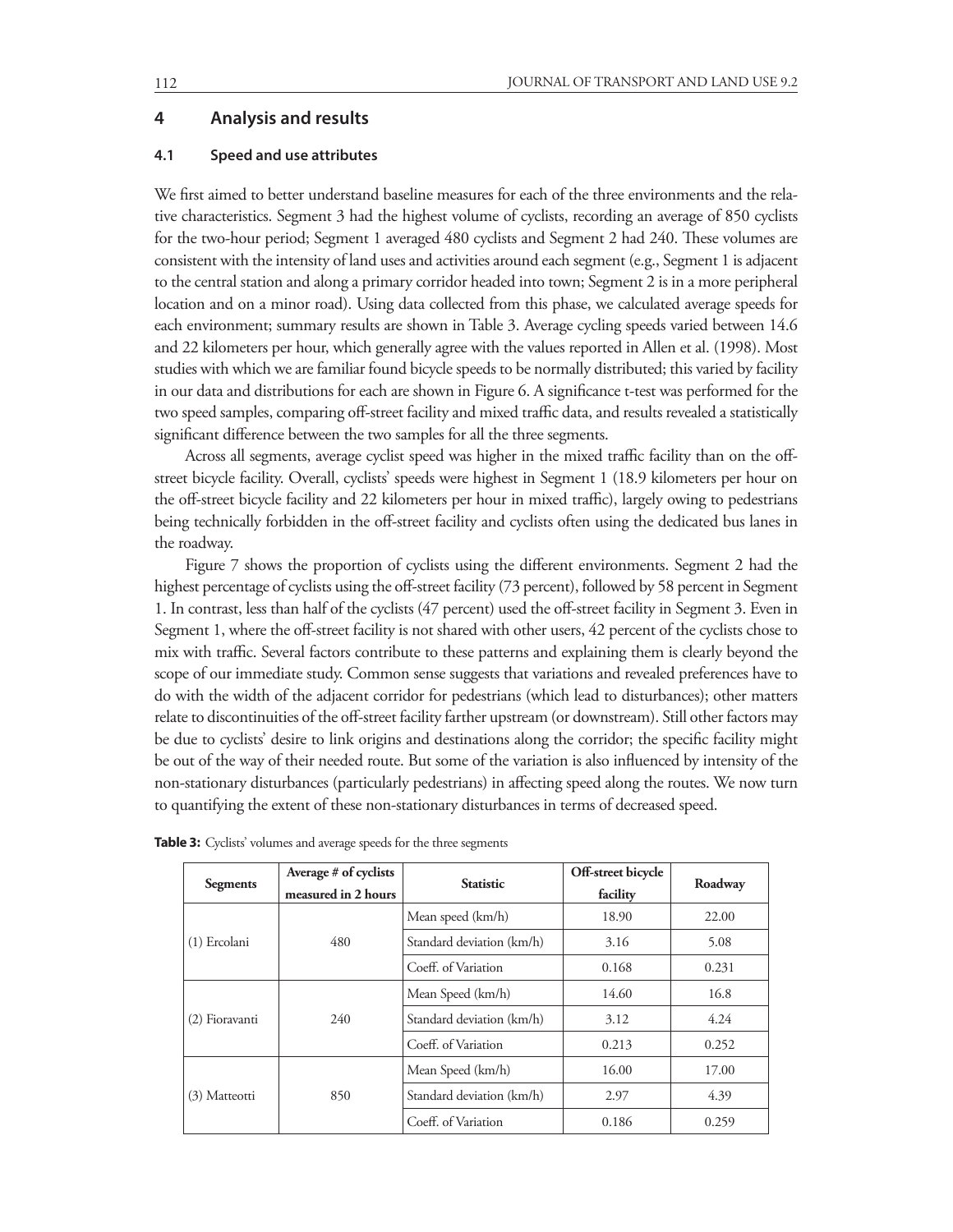## 4 Analysis and results

### 4.1 Speed and use attributes

We first aimed to better understand baseline measures for each of the three environments and the relative characteristics. Segment 3 had the highest volume of cyclists, recording an average of 850 cyclists for the two-hour period; Segment 1 averaged 480 cyclists and Segment 2 had 240. These volumes are consistent with the intensity of land uses and activities around each segment (e.g., Segment 1 is adjacent to the central station and along a primary corridor headed into town; Segment 2 is in a more peripheral location and on a minor road). Using data collected from this phase, we calculated average speeds for each environment; summary results are shown in Table 3. Average cycling speeds varied between 14.6 and 22 kilometers per hour, which generally agree with the values reported in Allen et al. (1998). Most studies with which we are familiar found bicycle speeds to be normally distributed; this varied by facility in our data and distributions for each are shown in Figure 6. A significance t-test was performed for the two speed samples, comparing off-street facility and mixed traffic data, and results revealed a statistically significant difference between the two samples for all the three segments.

Across all segments, average cyclist speed was higher in the mixed traffic facility than on the off-street bicycle facility. Overall, cyclists' speeds were highest in Segment 1 (18.9 kilometers per hour on the off-street bicycle facility and 22 kilometers per hour in mixed traffic), largely owing to pedestrians being technically forbidden in the off-street facility and cyclists often using the dedicated bus lanes in the roadway.

Figure 7 shows the proportion of cyclists using the different environments. Segment 2 had the highest percentage of cyclists using the off-street facility (73 percent), followed by 58 percent in Segment 1. In contrast, less than half of the cyclists (47 percent) used the off-street facility in Segment 3. Even in Segment 1, where the off-street facility is not shared with other users, 42 percent of the cyclists chose to mix with traffic. Several factors contribute to these patterns and explaining them is clearly beyond the scope of our immediate study. Common sense suggests that variations and revealed preferences have to do with the width of the adjacent corridor for pedestrians (which lead to disturbances); other matters relate to discontinuities of the off-street facility farther upstream (or downstream). Still other factors may be due to cyclists' desire to link origins and destinations along the corridor; the specific facility might be out of the way of their needed route. But some of the variation is also influenced by intensity of the non-stationary disturbances (particularly pedestrians) in affecting speed along the routes. We now turn to quantifying the extent of these non-stationary disturbances in terms of decreased speed.

**Table 3:** Cyclists' volumes and average speeds for the three segments

| Segments | Average # of cyclists measured in 2 hours | Statistic | Off-street bicycle facility | Roadway |
|---|---|---|---|---|
| (1) Ercolani | 480 | Mean speed (km/h) | 18.90 | 22.00 |
| | | Standard deviation (km/h) | 3.16 | 5.08 |
| | | Coeff. of Variation | 0.168 | 0.231 |
| (2) Fioravanti | 240 | Mean Speed (km/h) | 14.60 | 16.8 |
| | | Standard deviation (km/h) | 3.12 | 4.24 |
| | | Coeff. of Variation | 0.213 | 0.252 |
| (3) Matteotti | 850 | Mean Speed (km/h) | 16.00 | 17.00 |
| | | Standard deviation (km/h) | 2.97 | 4.39 |
| | | Coeff. of Variation | 0.186 | 0.259 |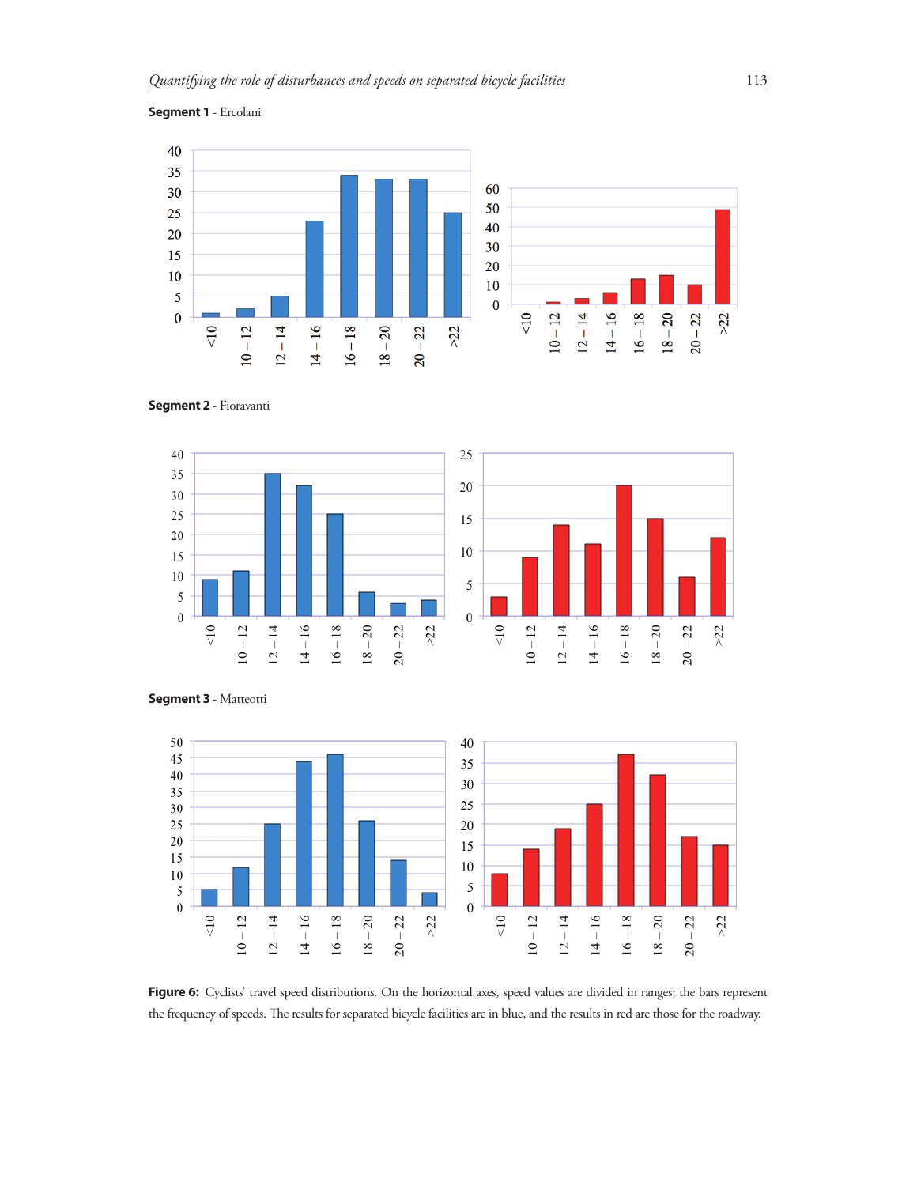**Segment 1** - Ercolani

**Segment 2** - Fioravanti

**Segment 3** - Matteotti

**Figure 6:** Cyclists' travel speed distributions. On the horizontal axes, speed values are divided in ranges; the bars represent the frequency of speeds. The results for separated bicycle facilities are in blue, and the results in red are those for the roadway.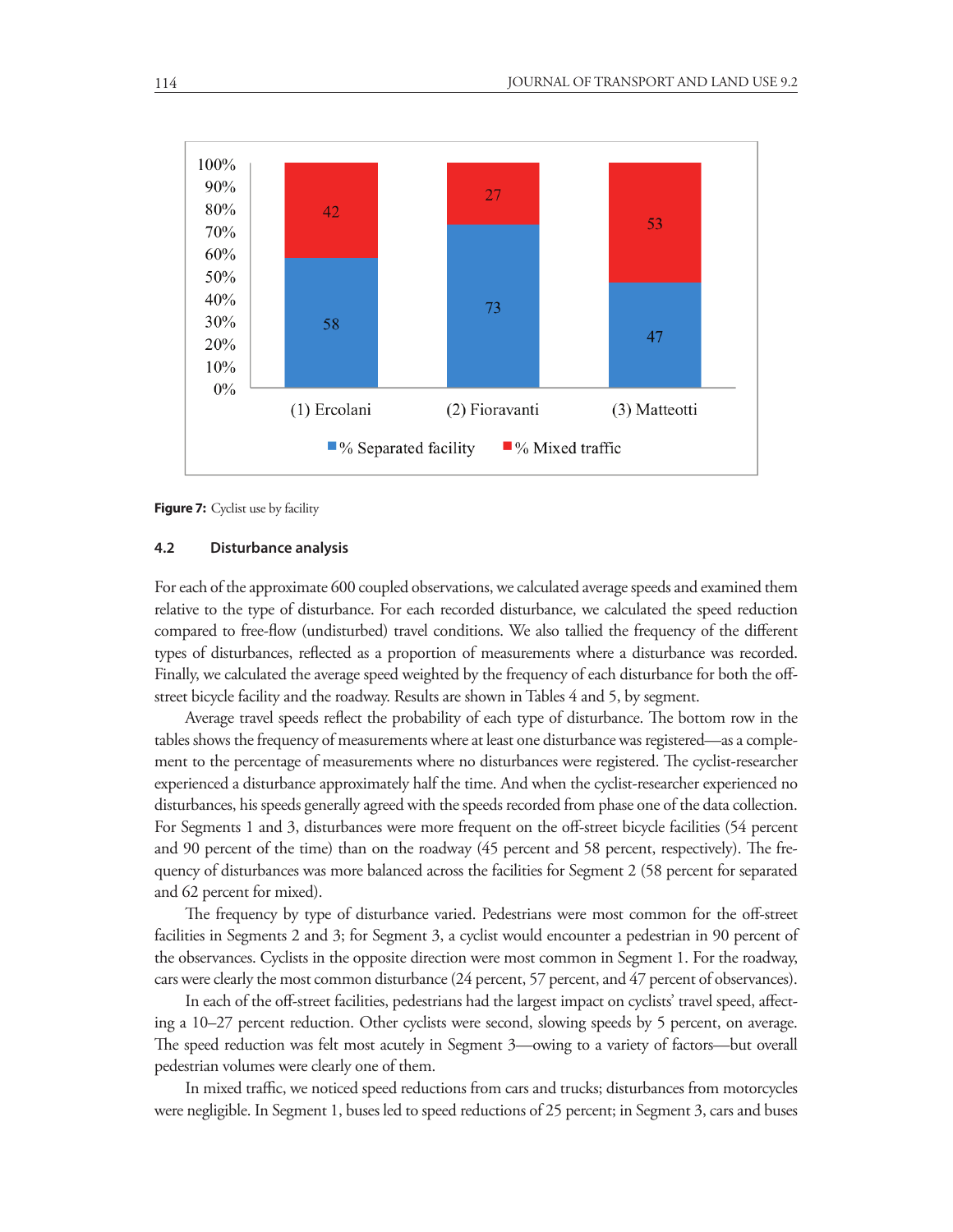Figure 7: Cyclist use by facility

### 4.2 Disturbance analysis

For each of the approximate 600 coupled observations, we calculated average speeds and examined them relative to the type of disturbance. For each recorded disturbance, we calculated the speed reduction compared to free-flow (undisturbed) travel conditions. We also tallied the frequency of the different types of disturbances, reflected as a proportion of measurements where a disturbance was recorded. Finally, we calculated the average speed weighted by the frequency of each disturbance for both the off-street bicycle facility and the roadway. Results are shown in Tables 4 and 5, by segment.

Average travel speeds reflect the probability of each type of disturbance. The bottom row in the tables shows the frequency of measurements where at least one disturbance was registered—as a complement to the percentage of measurements where no disturbances were registered. The cyclist-researcher experienced a disturbance approximately half the time. And when the cyclist-researcher experienced no disturbances, his speeds generally agreed with the speeds recorded from phase one of the data collection. For Segments 1 and 3, disturbances were more frequent on the off-street bicycle facilities (54 percent and 90 percent of the time) than on the roadway (45 percent and 58 percent, respectively). The frequency of disturbances was more balanced across the facilities for Segment 2 (58 percent for separated and 62 percent for mixed).

The frequency by type of disturbance varied. Pedestrians were most common for the off-street facilities in Segments 2 and 3; for Segment 3, a cyclist would encounter a pedestrian in 90 percent of the observances. Cyclists in the opposite direction were most common in Segment 1. For the roadway, cars were clearly the most common disturbance (24 percent, 57 percent, and 47 percent of observances).

In each of the off-street facilities, pedestrians had the largest impact on cyclists' travel speed, affecting a 10–27 percent reduction. Other cyclists were second, slowing speeds by 5 percent, on average. The speed reduction was felt most acutely in Segment 3—owing to a variety of factors—but overall pedestrian volumes were clearly one of them.

In mixed traffic, we noticed speed reductions from cars and trucks; disturbances from motorcycles were negligible. In Segment 1, buses led to speed reductions of 25 percent; in Segment 3, cars and buses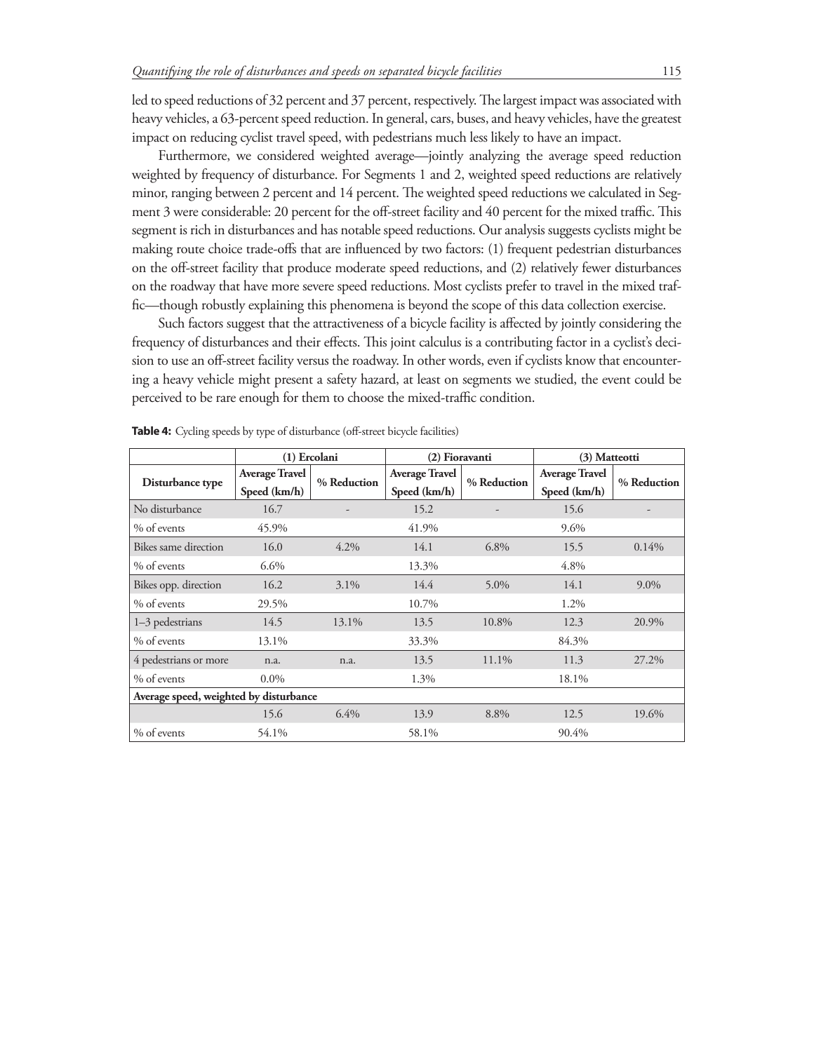led to speed reductions of 32 percent and 37 percent, respectively. The largest impact was associated with heavy vehicles, a 63-percent speed reduction. In general, cars, buses, and heavy vehicles, have the greatest impact on reducing cyclist travel speed, with pedestrians much less likely to have an impact.

Furthermore, we considered weighted average—jointly analyzing the average speed reduction weighted by frequency of disturbance. For Segments 1 and 2, weighted speed reductions are relatively minor, ranging between 2 percent and 14 percent. The weighted speed reductions we calculated in Segment 3 were considerable: 20 percent for the off-street facility and 40 percent for the mixed traffic. This segment is rich in disturbances and has notable speed reductions. Our analysis suggests cyclists might be making route choice trade-offs that are influenced by two factors: (1) frequent pedestrian disturbances on the off-street facility that produce moderate speed reductions, and (2) relatively fewer disturbances on the roadway that have more severe speed reductions. Most cyclists prefer to travel in the mixed traffic—though robustly explaining this phenomena is beyond the scope of this data collection exercise.

Such factors suggest that the attractiveness of a bicycle facility is affected by jointly considering the frequency of disturbances and their effects. This joint calculus is a contributing factor in a cyclist's decision to use an off-street facility versus the roadway. In other words, even if cyclists know that encountering a heavy vehicle might present a safety hazard, at least on segments we studied, the event could be perceived to be rare enough for them to choose the mixed-traffic condition.

**Table 4:** Cycling speeds by type of disturbance (off-street bicycle facilities)

| | (1) Ercolani | | (2) Fioravanti | | (3) Matteotti | |
|---|---|---|---|---|---|---|
| Disturbance type | Average Travel Speed (km/h) | % Reduction | Average Travel Speed (km/h) | % Reduction | Average Travel Speed (km/h) | % Reduction |
| No disturbance | 16.7 | - | 15.2 | - | 15.6 | - |
| % of events | 45.9% | | 41.9% | | 9.6% | |
| Bikes same direction | 16.0 | 4.2% | 14.1 | 6.8% | 15.5 | 0.14% |
| % of events | 6.6% | | 13.3% | | 4.8% | |
| Bikes opp. direction | 16.2 | 3.1% | 14.4 | 5.0% | 14.1 | 9.0% |
| % of events | 29.5% | | 10.7% | | 1.2% | |
| 1–3 pedestrians | 14.5 | 13.1% | 13.5 | 10.8% | 12.3 | 20.9% |
| % of events | 13.1% | | 33.3% | | 84.3% | |
| 4 pedestrians or more | n.a. | n.a. | 13.5 | 11.1% | 11.3 | 27.2% |
| % of events | 0.0% | | 1.3% | | 18.1% | |
| **Average speed, weighted by disturbance** | | | | | | |
| | 15.6 | 6.4% | 13.9 | 8.8% | 12.5 | 19.6% |
| % of events | 54.1% | | 58.1% | | 90.4% | |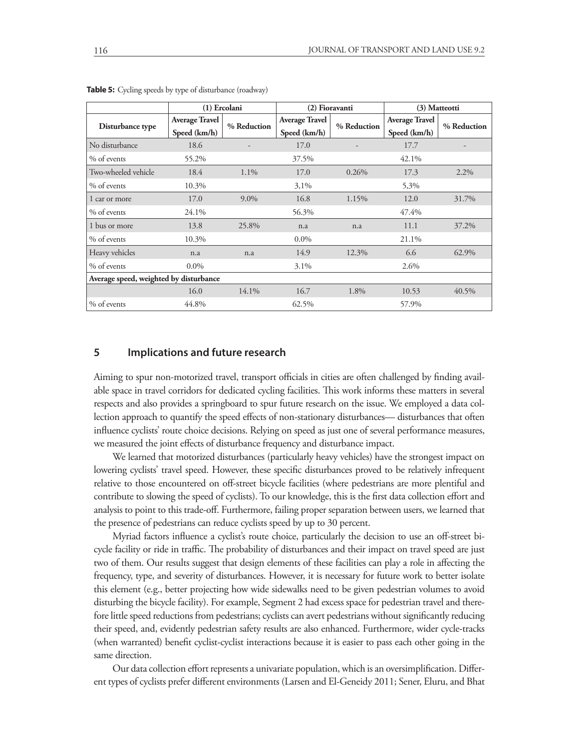**Table 5:** Cycling speeds by type of disturbance (roadway)

| | (1) Ercolani | | (2) Fioravanti | | (3) Matteotti | |
|---|---|---|---|---|---|---|
| Disturbance type | Average Travel Speed (km/h) | % Reduction | Average Travel Speed (km/h) | % Reduction | Average Travel Speed (km/h) | % Reduction |
| No disturbance | 18.6 | - | 17.0 | - | 17.7 | - |
| % of events | 55.2% | | 37.5% | | 42.1% | |
| Two-wheeled vehicle | 18.4 | 1.1% | 17.0 | 0.26% | 17.3 | 2.2% |
| % of events | 10.3% | | 3,1% | | 5,3% | |
| 1 car or more | 17.0 | 9.0% | 16.8 | 1.15% | 12.0 | 31.7% |
| % of events | 24.1% | | 56.3% | | 47.4% | |
| 1 bus or more | 13.8 | 25.8% | n.a | n.a | 11.1 | 37.2% |
| % of events | 10.3% | | 0.0% | | 21.1% | |
| Heavy vehicles | n.a | n.a | 14.9 | 12.3% | 6.6 | 62.9% |
| % of events | 0.0% | | 3.1% | | 2.6% | |
| **Average speed, weighted by disturbance** | | | | | | |
| | 16.0 | 14.1% | 16.7 | 1.8% | 10.53 | 40.5% |
| % of events | 44.8% | | 62.5% | | 57.9% | |

## 5 Implications and future research

Aiming to spur non-motorized travel, transport officials in cities are often challenged by finding available space in travel corridors for dedicated cycling facilities. This work informs these matters in several respects and also provides a springboard to spur future research on the issue. We employed a data collection approach to quantify the speed effects of non-stationary disturbances— disturbances that often influence cyclists' route choice decisions. Relying on speed as just one of several performance measures, we measured the joint effects of disturbance frequency and disturbance impact.

We learned that motorized disturbances (particularly heavy vehicles) have the strongest impact on lowering cyclists' travel speed. However, these specific disturbances proved to be relatively infrequent relative to those encountered on off-street bicycle facilities (where pedestrians are more plentiful and contribute to slowing the speed of cyclists). To our knowledge, this is the first data collection effort and analysis to point to this trade-off. Furthermore, failing proper separation between users, we learned that the presence of pedestrians can reduce cyclists speed by up to 30 percent.

Myriad factors influence a cyclist's route choice, particularly the decision to use an off-street bicycle facility or ride in traffic. The probability of disturbances and their impact on travel speed are just two of them. Our results suggest that design elements of these facilities can play a role in affecting the frequency, type, and severity of disturbances. However, it is necessary for future work to better isolate this element (e.g., better projecting how wide sidewalks need to be given pedestrian volumes to avoid disturbing the bicycle facility). For example, Segment 2 had excess space for pedestrian travel and therefore little speed reductions from pedestrians; cyclists can avert pedestrians without significantly reducing their speed, and, evidently pedestrian safety results are also enhanced. Furthermore, wider cycle-tracks (when warranted) benefit cyclist-cyclist interactions because it is easier to pass each other going in the same direction.

Our data collection effort represents a univariate population, which is an oversimplification. Different types of cyclists prefer different environments (Larsen and El-Geneidy 2011; Sener, Eluru, and Bhat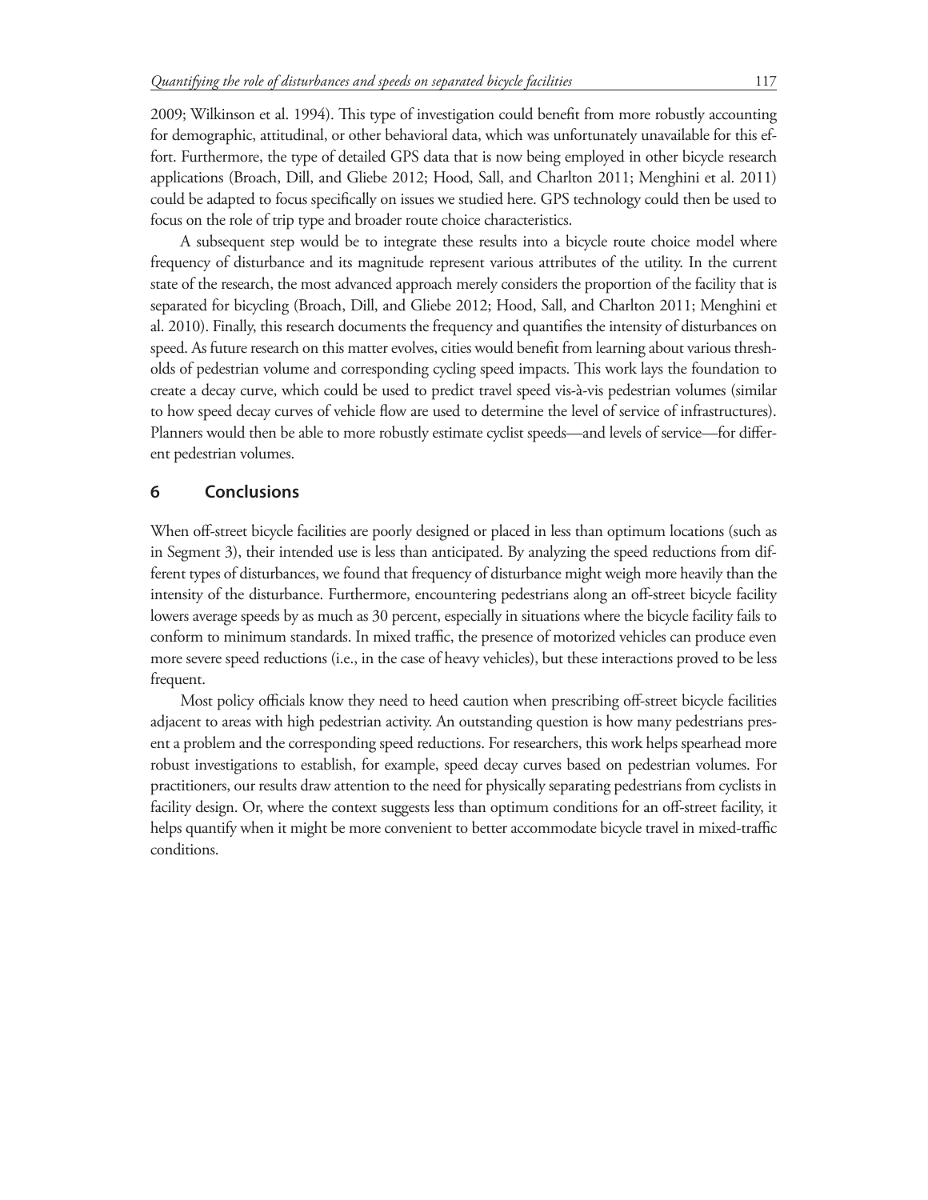2009; Wilkinson et al. 1994). This type of investigation could benefit from more robustly accounting for demographic, attitudinal, or other behavioral data, which was unfortunately unavailable for this effort. Furthermore, the type of detailed GPS data that is now being employed in other bicycle research applications (Broach, Dill, and Gliebe 2012; Hood, Sall, and Charlton 2011; Menghini et al. 2011) could be adapted to focus specifically on issues we studied here. GPS technology could then be used to focus on the role of trip type and broader route choice characteristics.

A subsequent step would be to integrate these results into a bicycle route choice model where frequency of disturbance and its magnitude represent various attributes of the utility. In the current state of the research, the most advanced approach merely considers the proportion of the facility that is separated for bicycling (Broach, Dill, and Gliebe 2012; Hood, Sall, and Charlton 2011; Menghini et al. 2010). Finally, this research documents the frequency and quantifies the intensity of disturbances on speed. As future research on this matter evolves, cities would benefit from learning about various thresholds of pedestrian volume and corresponding cycling speed impacts. This work lays the foundation to create a decay curve, which could be used to predict travel speed vis-à-vis pedestrian volumes (similar to how speed decay curves of vehicle flow are used to determine the level of service of infrastructures). Planners would then be able to more robustly estimate cyclist speeds—and levels of service—for different pedestrian volumes.

## 6 Conclusions

When off-street bicycle facilities are poorly designed or placed in less than optimum locations (such as in Segment 3), their intended use is less than anticipated. By analyzing the speed reductions from different types of disturbances, we found that frequency of disturbance might weigh more heavily than the intensity of the disturbance. Furthermore, encountering pedestrians along an off-street bicycle facility lowers average speeds by as much as 30 percent, especially in situations where the bicycle facility fails to conform to minimum standards. In mixed traffic, the presence of motorized vehicles can produce even more severe speed reductions (i.e., in the case of heavy vehicles), but these interactions proved to be less frequent.

Most policy officials know they need to heed caution when prescribing off-street bicycle facilities adjacent to areas with high pedestrian activity. An outstanding question is how many pedestrians present a problem and the corresponding speed reductions. For researchers, this work helps spearhead more robust investigations to establish, for example, speed decay curves based on pedestrian volumes. For practitioners, our results draw attention to the need for physically separating pedestrians from cyclists in facility design. Or, where the context suggests less than optimum conditions for an off-street facility, it helps quantify when it might be more convenient to better accommodate bicycle travel in mixed-traffic conditions.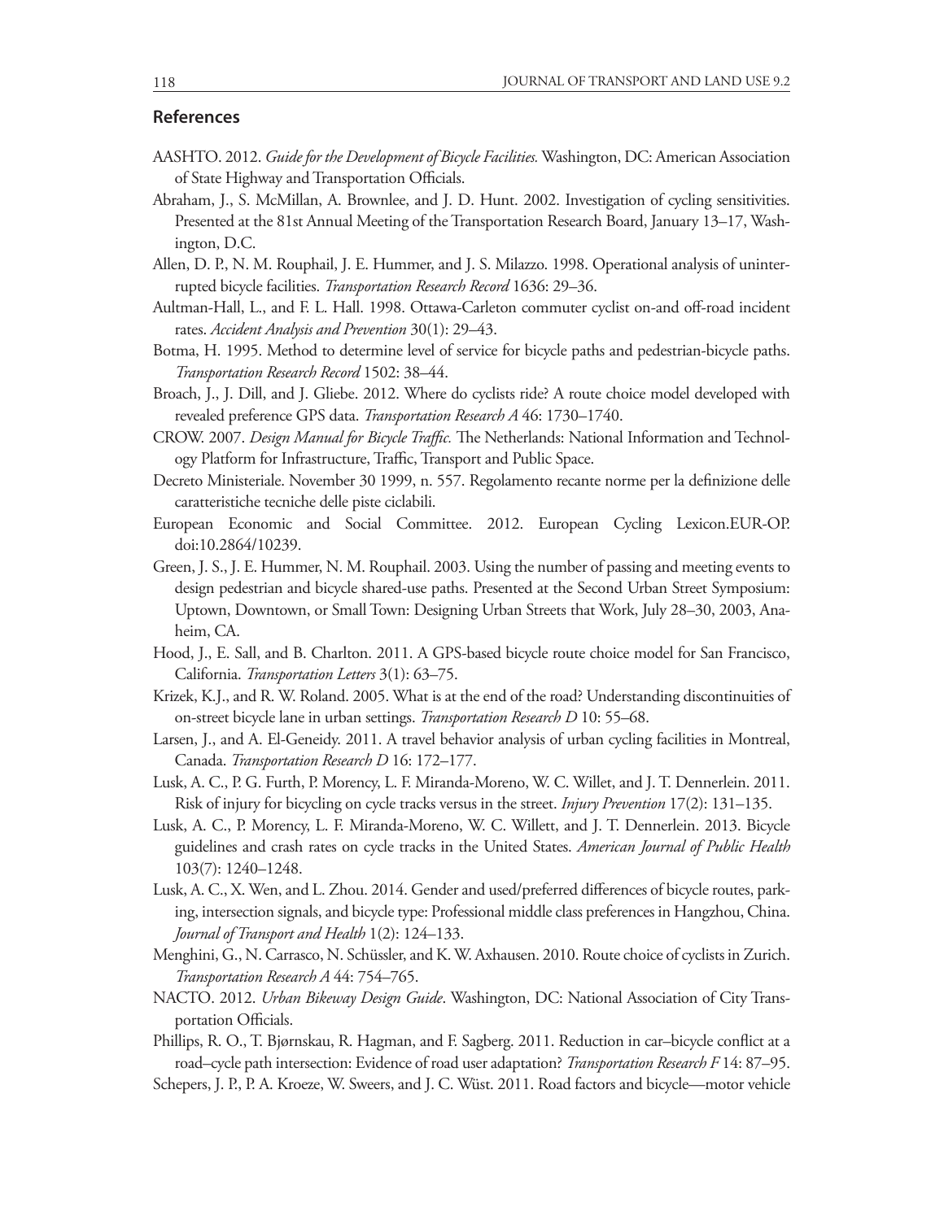## References

AASHTO. 2012. *Guide for the Development of Bicycle Facilities.* Washington, DC: American Association of State Highway and Transportation Officials.

Abraham, J., S. McMillan, A. Brownlee, and J. D. Hunt. 2002. Investigation of cycling sensitivities. Presented at the 81st Annual Meeting of the Transportation Research Board, January 13–17, Washington, D.C.

Allen, D. P., N. M. Rouphail, J. E. Hummer, and J. S. Milazzo. 1998. Operational analysis of uninterrupted bicycle facilities. *Transportation Research Record* 1636: 29–36.

Aultman-Hall, L., and F. L. Hall. 1998. Ottawa-Carleton commuter cyclist on-and off-road incident rates. *Accident Analysis and Prevention* 30(1): 29–43.

Botma, H. 1995. Method to determine level of service for bicycle paths and pedestrian-bicycle paths. *Transportation Research Record* 1502: 38–44.

Broach, J., J. Dill, and J. Gliebe. 2012. Where do cyclists ride? A route choice model developed with revealed preference GPS data. *Transportation Research A* 46: 1730–1740.

CROW. 2007. *Design Manual for Bicycle Traffic.* The Netherlands: National Information and Technology Platform for Infrastructure, Traffic, Transport and Public Space.

Decreto Ministeriale. November 30 1999, n. 557. Regolamento recante norme per la definizione delle caratteristiche tecniche delle piste ciclabili.

European Economic and Social Committee. 2012. European Cycling Lexicon.EUR-OP. doi:10.2864/10239.

Green, J. S., J. E. Hummer, N. M. Rouphail. 2003. Using the number of passing and meeting events to design pedestrian and bicycle shared-use paths. Presented at the Second Urban Street Symposium: Uptown, Downtown, or Small Town: Designing Urban Streets that Work, July 28–30, 2003, Anaheim, CA.

Hood, J., E. Sall, and B. Charlton. 2011. A GPS-based bicycle route choice model for San Francisco, California. *Transportation Letters* 3(1): 63–75.

Krizek, K.J., and R. W. Roland. 2005. What is at the end of the road? Understanding discontinuities of on-street bicycle lane in urban settings. *Transportation Research D* 10: 55–68.

Larsen, J., and A. El-Geneidy. 2011. A travel behavior analysis of urban cycling facilities in Montreal, Canada. *Transportation Research D* 16: 172–177.

Lusk, A. C., P. G. Furth, P. Morency, L. F. Miranda-Moreno, W. C. Willet, and J. T. Dennerlein. 2011. Risk of injury for bicycling on cycle tracks versus in the street. *Injury Prevention* 17(2): 131–135.

Lusk, A. C., P. Morency, L. F. Miranda-Moreno, W. C. Willett, and J. T. Dennerlein. 2013. Bicycle guidelines and crash rates on cycle tracks in the United States. *American Journal of Public Health* 103(7): 1240–1248.

Lusk, A. C., X. Wen, and L. Zhou. 2014. Gender and used/preferred differences of bicycle routes, parking, intersection signals, and bicycle type: Professional middle class preferences in Hangzhou, China. *Journal of Transport and Health* 1(2): 124–133.

Menghini, G., N. Carrasco, N. Schüssler, and K. W. Axhausen. 2010. Route choice of cyclists in Zurich. *Transportation Research A* 44: 754–765.

NACTO. 2012. *Urban Bikeway Design Guide*. Washington, DC: National Association of City Transportation Officials.

Phillips, R. O., T. Bjørnskau, R. Hagman, and F. Sagberg. 2011. Reduction in car–bicycle conflict at a road–cycle path intersection: Evidence of road user adaptation? *Transportation Research F* 14: 87–95.

Schepers, J. P., P. A. Kroeze, W. Sweers, and J. C. Wüst. 2011. Road factors and bicycle—motor vehicle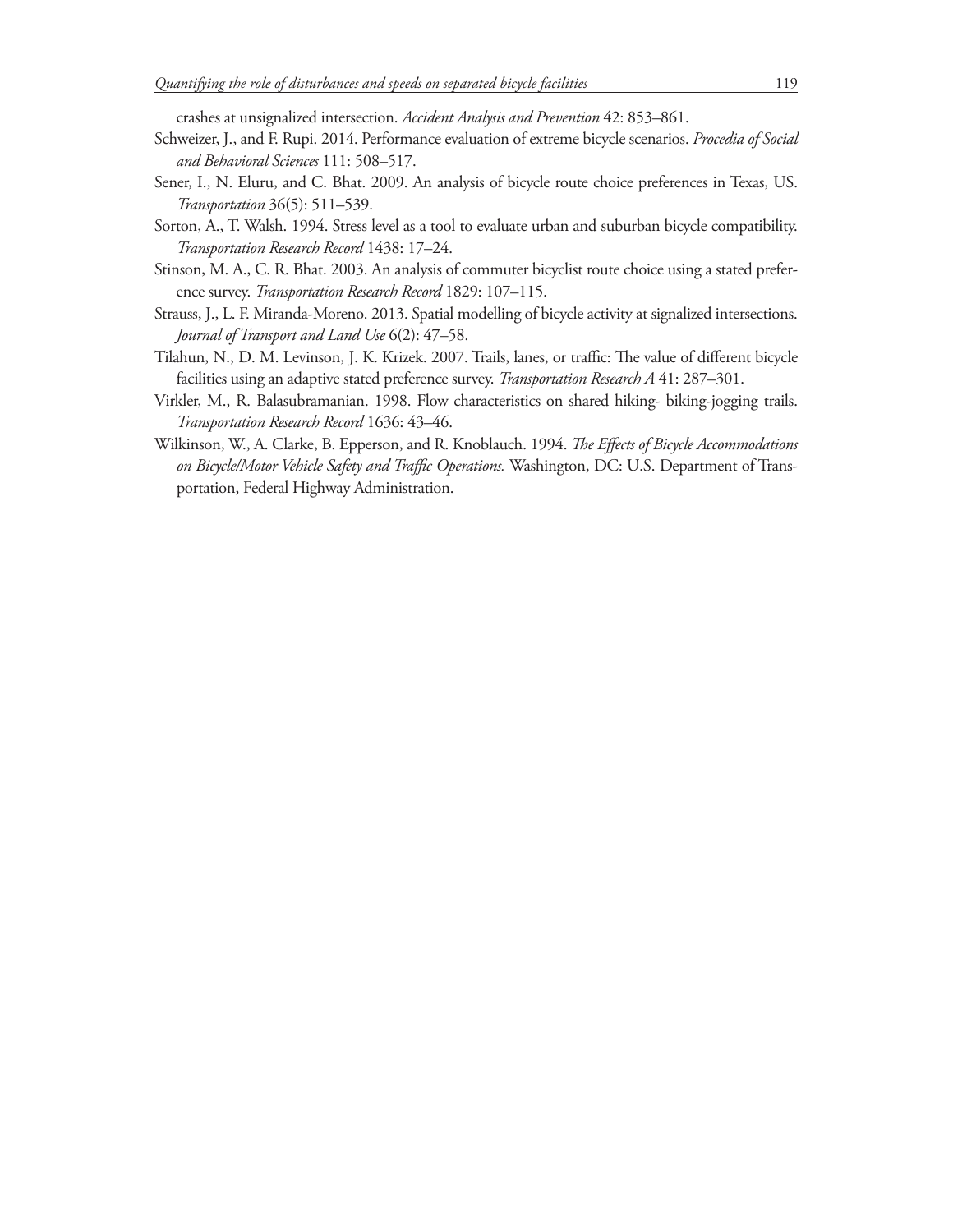crashes at unsignalized intersection. *Accident Analysis and Prevention* 42: 853–861.

Schweizer, J., and F. Rupi. 2014. Performance evaluation of extreme bicycle scenarios. *Procedia of Social and Behavioral Sciences* 111: 508–517.

Sener, I., N. Eluru, and C. Bhat. 2009. An analysis of bicycle route choice preferences in Texas, US. *Transportation* 36(5): 511–539.

Sorton, A., T. Walsh. 1994. Stress level as a tool to evaluate urban and suburban bicycle compatibility. *Transportation Research Record* 1438: 17–24.

Stinson, M. A., C. R. Bhat. 2003. An analysis of commuter bicyclist route choice using a stated preference survey. *Transportation Research Record* 1829: 107–115.

Strauss, J., L. F. Miranda-Moreno. 2013. Spatial modelling of bicycle activity at signalized intersections. *Journal of Transport and Land Use* 6(2): 47–58.

Tilahun, N., D. M. Levinson, J. K. Krizek. 2007. Trails, lanes, or traffic: The value of different bicycle facilities using an adaptive stated preference survey. *Transportation Research A* 41: 287–301.

Virkler, M., R. Balasubramanian. 1998. Flow characteristics on shared hiking- biking-jogging trails. *Transportation Research Record* 1636: 43–46.

Wilkinson, W., A. Clarke, B. Epperson, and R. Knoblauch. 1994. *The Effects of Bicycle Accommodations on Bicycle/Motor Vehicle Safety and Traffic Operations.* Washington, DC: U.S. Department of Transportation, Federal Highway Administration.